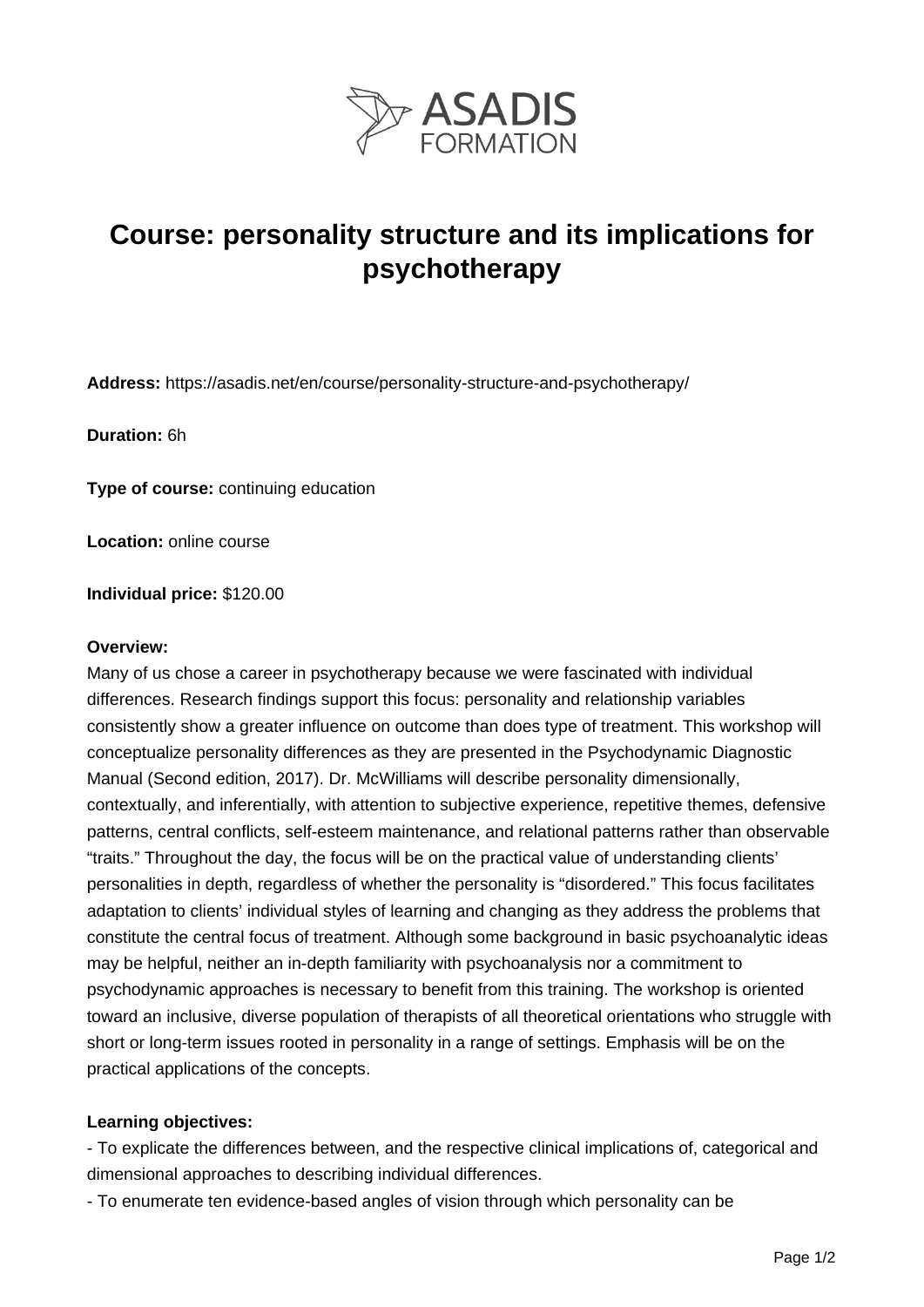ASADIS FORMATION

# Course: personality structure and its implications for psychotherapy

**Address:** https://asadis.net/en/course/personality-structure-and-psychotherapy/

**Duration:** 6h

**Type of course:** continuing education

**Location:** online course

**Individual price:** $120.00

**Overview:**
Many of us chose a career in psychotherapy because we were fascinated with individual differences. Research findings support this focus: personality and relationship variables consistently show a greater influence on outcome than does type of treatment. This workshop will conceptualize personality differences as they are presented in the Psychodynamic Diagnostic Manual (Second edition, 2017). Dr. McWilliams will describe personality dimensionally, contextually, and inferentially, with attention to subjective experience, repetitive themes, defensive patterns, central conflicts, self-esteem maintenance, and relational patterns rather than observable "traits." Throughout the day, the focus will be on the practical value of understanding clients' personalities in depth, regardless of whether the personality is "disordered." This focus facilitates adaptation to clients' individual styles of learning and changing as they address the problems that constitute the central focus of treatment. Although some background in basic psychoanalytic ideas may be helpful, neither an in-depth familiarity with psychoanalysis nor a commitment to psychodynamic approaches is necessary to benefit from this training. The workshop is oriented toward an inclusive, diverse population of therapists of all theoretical orientations who struggle with short or long-term issues rooted in personality in a range of settings. Emphasis will be on the practical applications of the concepts.

**Learning objectives:**
- To explicate the differences between, and the respective clinical implications of, categorical and dimensional approaches to describing individual differences.
- To enumerate ten evidence-based angles of vision through which personality can be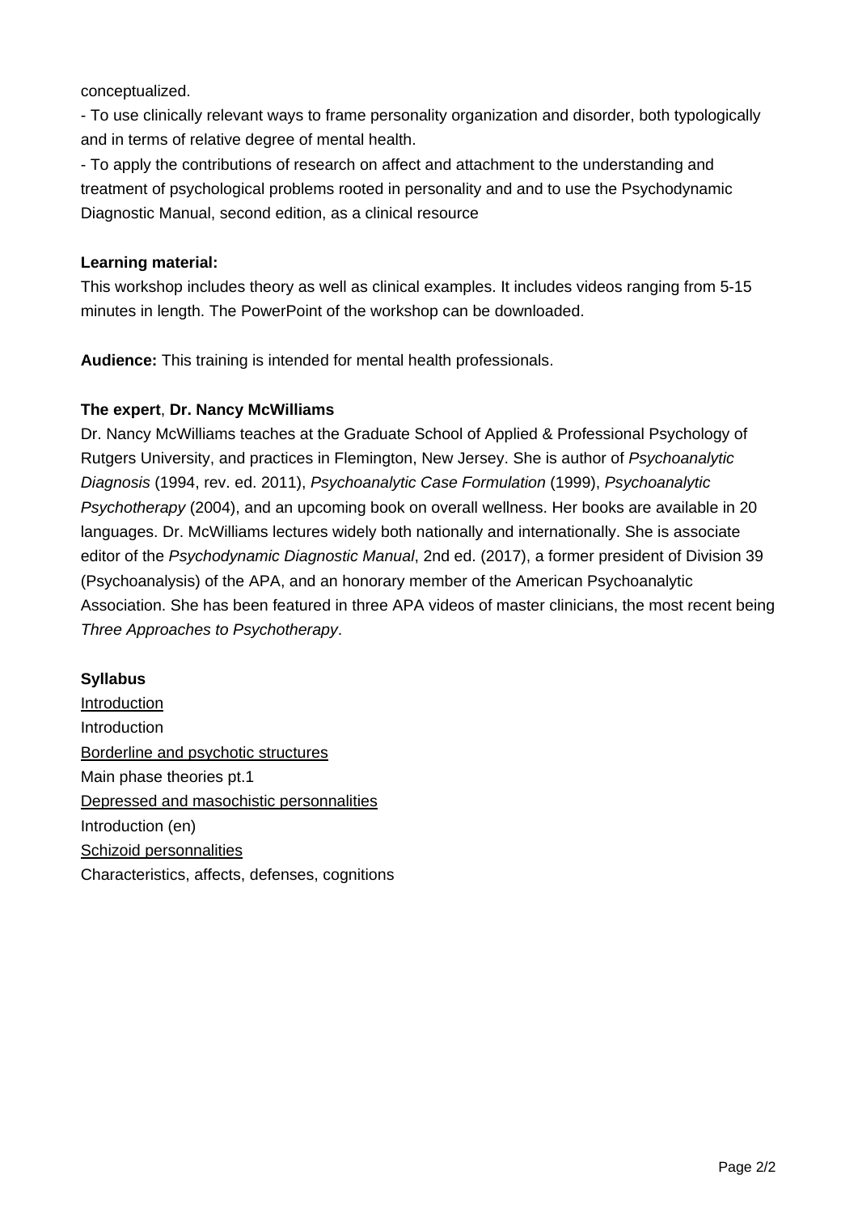conceptualized.

- To use clinically relevant ways to frame personality organization and disorder, both typologically and in terms of relative degree of mental health.
- To apply the contributions of research on affect and attachment to the understanding and treatment of psychological problems rooted in personality and and to use the Psychodynamic Diagnostic Manual, second edition, as a clinical resource

**Learning material:**

This workshop includes theory as well as clinical examples. It includes videos ranging from 5-15 minutes in length. The PowerPoint of the workshop can be downloaded.

**Audience:** This training is intended for mental health professionals.

**The expert**, **Dr. Nancy McWilliams**

Dr. Nancy McWilliams teaches at the Graduate School of Applied & Professional Psychology of Rutgers University, and practices in Flemington, New Jersey. She is author of *Psychoanalytic Diagnosis* (1994, rev. ed. 2011), *Psychoanalytic Case Formulation* (1999), *Psychoanalytic Psychotherapy* (2004), and an upcoming book on overall wellness. Her books are available in 20 languages. Dr. McWilliams lectures widely both nationally and internationally. She is associate editor of the *Psychodynamic Diagnostic Manual*, 2nd ed. (2017), a former president of Division 39 (Psychoanalysis) of the APA, and an honorary member of the American Psychoanalytic Association. She has been featured in three APA videos of master clinicians, the most recent being *Three Approaches to Psychotherapy*.

**Syllabus**

<u>Introduction</u>
Introduction
<u>Borderline and psychotic structures</u>
Main phase theories pt.1
<u>Depressed and masochistic personnalities</u>
Introduction (en)
<u>Schizoid personnalities</u>
Characteristics, affects, defenses, cognitions